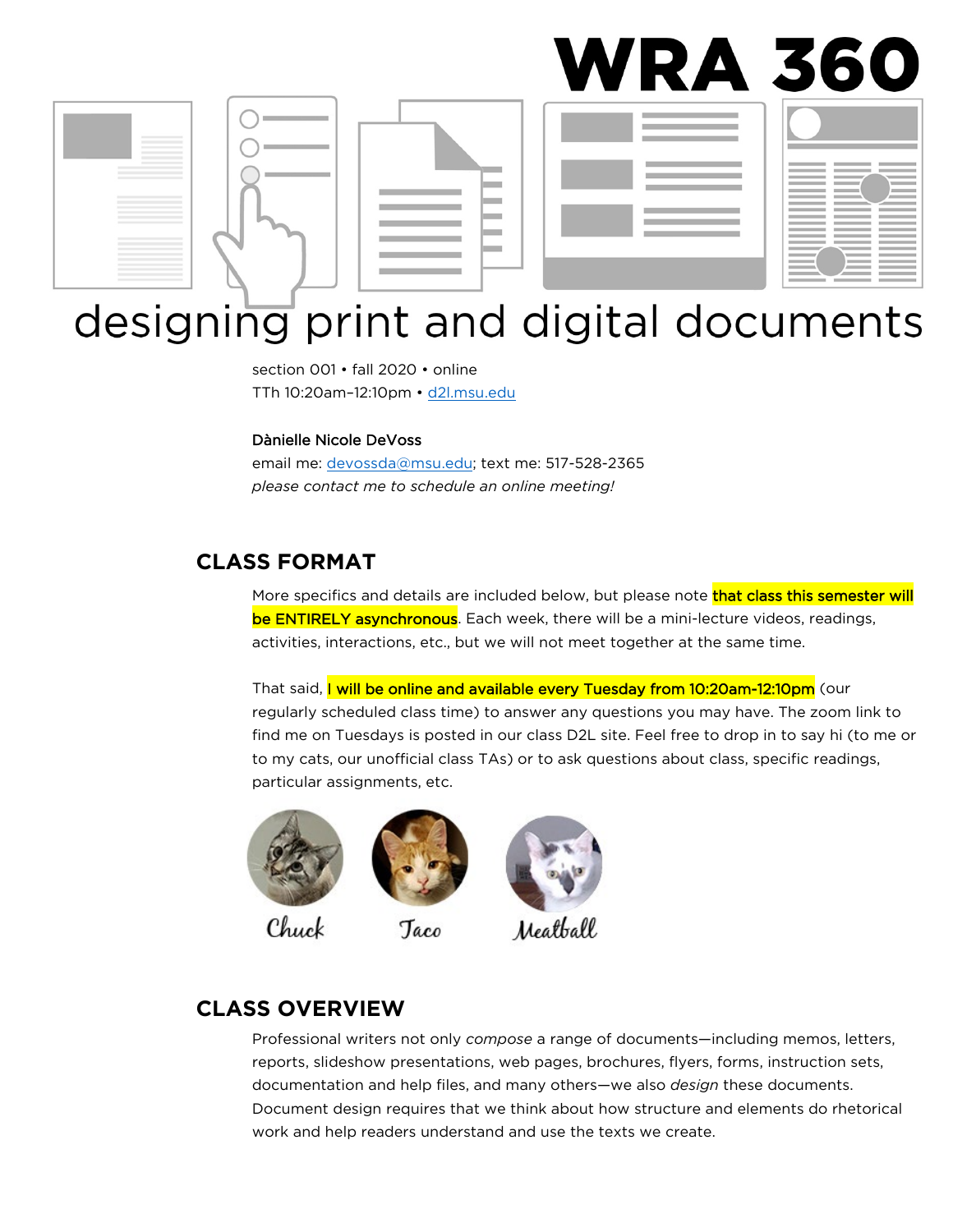# WRA 360

## designing print and digital documents

section 001 • fall 2020 • online
TTh 10:20am–12:10pm • [d2l.msu.edu](d2l.msu.edu)

**Dànielle Nicole DeVoss**
email me: [devossda@msu.edu](mailto:devossda@msu.edu); text me: 517-528-2365
*please contact me to schedule an online meeting!*

## CLASS FORMAT

More specifics and details are included below, but please note that class this semester will be ENTIRELY asynchronous. Each week, there will be a mini-lecture videos, readings, activities, interactions, etc., but we will not meet together at the same time.

That said, I will be online and available every Tuesday from 10:20am-12:10pm (our regularly scheduled class time) to answer any questions you may have. The zoom link to find me on Tuesdays is posted in our class D2L site. Feel free to drop in to say hi (to me or to my cats, our unofficial class TAs) or to ask questions about class, specific readings, particular assignments, etc.

Chuck   Taco   Meatball

## CLASS OVERVIEW

Professional writers not only *compose* a range of documents—including memos, letters, reports, slideshow presentations, web pages, brochures, flyers, forms, instruction sets, documentation and help files, and many others—we also *design* these documents. Document design requires that we think about how structure and elements do rhetorical work and help readers understand and use the texts we create.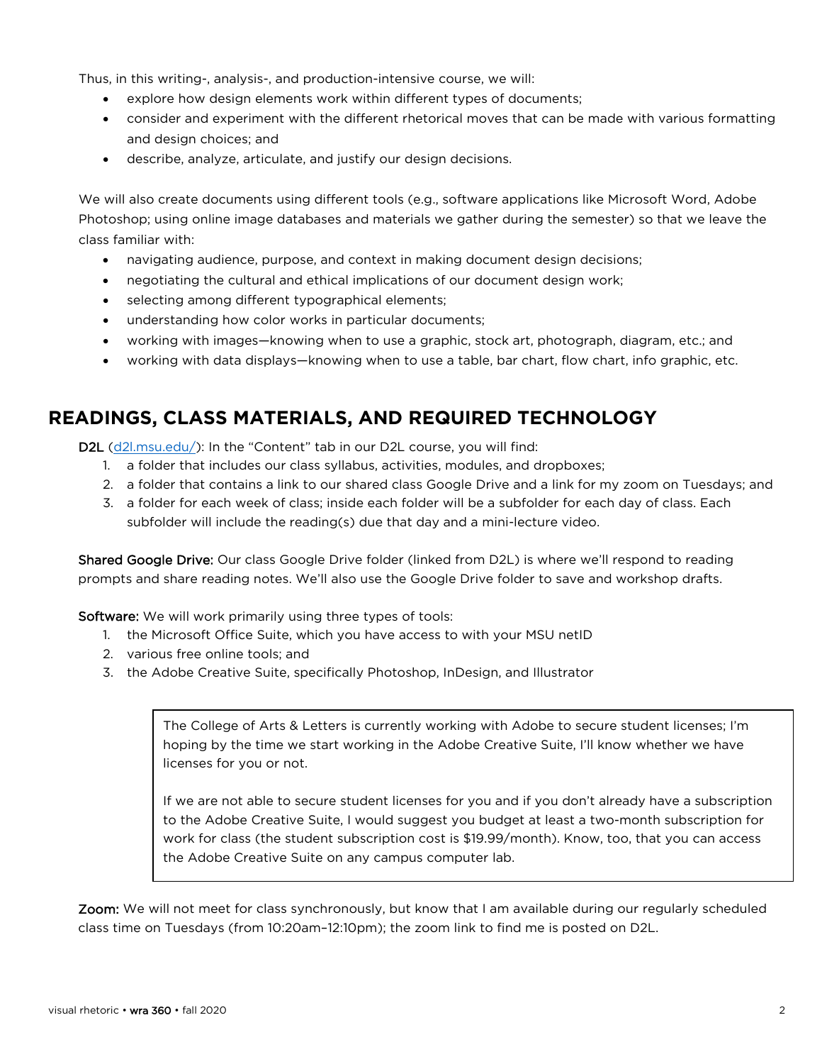Thus, in this writing-, analysis-, and production-intensive course, we will:

- explore how design elements work within different types of documents;
- consider and experiment with the different rhetorical moves that can be made with various formatting and design choices; and
- describe, analyze, articulate, and justify our design decisions.

We will also create documents using different tools (e.g., software applications like Microsoft Word, Adobe Photoshop; using online image databases and materials we gather during the semester) so that we leave the class familiar with:

- navigating audience, purpose, and context in making document design decisions;
- negotiating the cultural and ethical implications of our document design work;
- selecting among different typographical elements;
- understanding how color works in particular documents;
- working with images—knowing when to use a graphic, stock art, photograph, diagram, etc.; and
- working with data displays—knowing when to use a table, bar chart, flow chart, info graphic, etc.

## READINGS, CLASS MATERIALS, AND REQUIRED TECHNOLOGY

**D2L** ([d2l.msu.edu/](d2l.msu.edu/)): In the "Content" tab in our D2L course, you will find:

1. a folder that includes our class syllabus, activities, modules, and dropboxes;
2. a folder that contains a link to our shared class Google Drive and a link for my zoom on Tuesdays; and
3. a folder for each week of class; inside each folder will be a subfolder for each day of class. Each subfolder will include the reading(s) due that day and a mini-lecture video.

**Shared Google Drive:** Our class Google Drive folder (linked from D2L) is where we'll respond to reading prompts and share reading notes. We'll also use the Google Drive folder to save and workshop drafts.

**Software:** We will work primarily using three types of tools:

1. the Microsoft Office Suite, which you have access to with your MSU netID
2. various free online tools; and
3. the Adobe Creative Suite, specifically Photoshop, InDesign, and Illustrator

> The College of Arts & Letters is currently working with Adobe to secure student licenses; I'm hoping by the time we start working in the Adobe Creative Suite, I'll know whether we have licenses for you or not.
>
> If we are not able to secure student licenses for you and if you don't already have a subscription to the Adobe Creative Suite, I would suggest you budget at least a two-month subscription for work for class (the student subscription cost is $19.99/month). Know, too, that you can access the Adobe Creative Suite on any campus computer lab.

**Zoom:** We will not meet for class synchronously, but know that I am available during our regularly scheduled class time on Tuesdays (from 10:20am–12:10pm); the zoom link to find me is posted on D2L.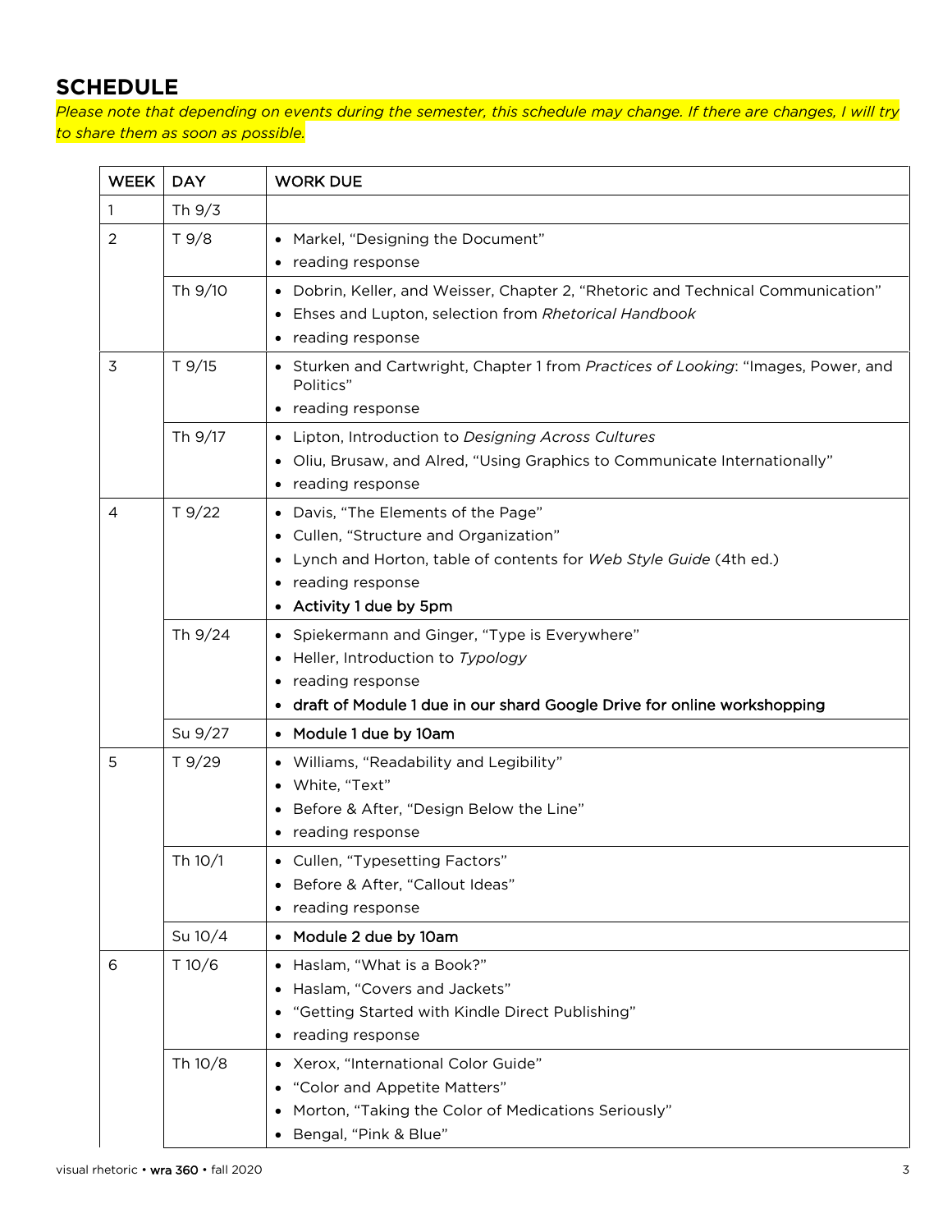## SCHEDULE

*Please note that depending on events during the semester, this schedule may change. If there are changes, I will try to share them as soon as possible.*

| WEEK | DAY | WORK DUE |
|---|---|---|
| 1 | Th 9/3 | |
| 2 | T 9/8 | • Markel, "Designing the Document"<br>• reading response |
| | Th 9/10 | • Dobrin, Keller, and Weisser, Chapter 2, "Rhetoric and Technical Communication"<br>• Ehses and Lupton, selection from *Rhetorical Handbook*<br>• reading response |
| 3 | T 9/15 | • Sturken and Cartwright, Chapter 1 from *Practices of Looking*: "Images, Power, and Politics"<br>• reading response |
| | Th 9/17 | • Lipton, Introduction to *Designing Across Cultures*<br>• Oliu, Brusaw, and Alred, "Using Graphics to Communicate Internationally"<br>• reading response |
| 4 | T 9/22 | • Davis, "The Elements of the Page"<br>• Cullen, "Structure and Organization"<br>• Lynch and Horton, table of contents for *Web Style Guide* (4th ed.)<br>• reading response<br>• Activity 1 due by 5pm |
| | Th 9/24 | • Spiekermann and Ginger, "Type is Everywhere"<br>• Heller, Introduction to *Typology*<br>• reading response<br>• draft of Module 1 due in our shard Google Drive for online workshopping |
| | Su 9/27 | • Module 1 due by 10am |
| 5 | T 9/29 | • Williams, "Readability and Legibility"<br>• White, "Text"<br>• Before & After, "Design Below the Line"<br>• reading response |
| | Th 10/1 | • Cullen, "Typesetting Factors"<br>• Before & After, "Callout Ideas"<br>• reading response |
| | Su 10/4 | • Module 2 due by 10am |
| 6 | T 10/6 | • Haslam, "What is a Book?"<br>• Haslam, "Covers and Jackets"<br>• "Getting Started with Kindle Direct Publishing"<br>• reading response |
| | Th 10/8 | • Xerox, "International Color Guide"<br>• "Color and Appetite Matters"<br>• Morton, "Taking the Color of Medications Seriously"<br>• Bengal, "Pink & Blue" |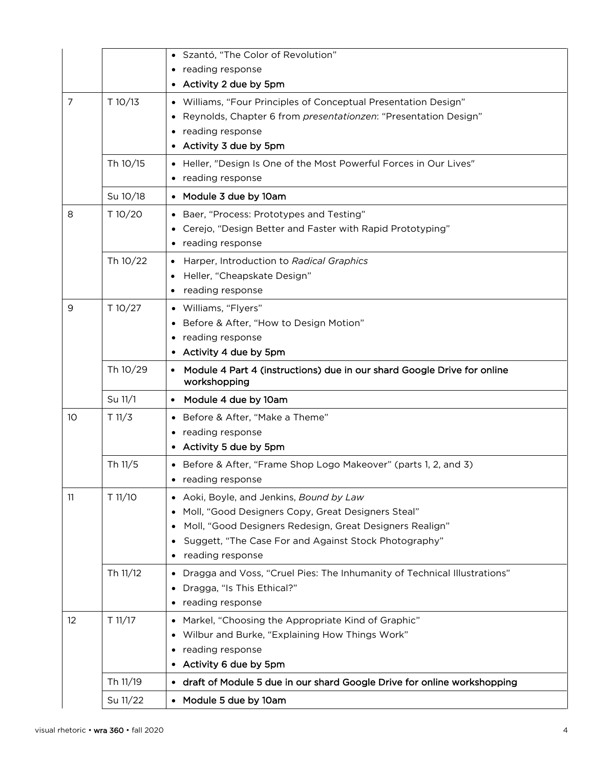| Week | Date | Readings & Assignments |
| --- | --- | --- |
| | | • Szantó, "The Color of Revolution"<br>• reading response<br>• Activity 2 due by 5pm |
| 7 | T 10/13 | • Williams, "Four Principles of Conceptual Presentation Design"<br>• Reynolds, Chapter 6 from *presentationzen*: "Presentation Design"<br>• reading response<br>• Activity 3 due by 5pm |
| | Th 10/15 | • Heller, "Design Is One of the Most Powerful Forces in Our Lives"<br>• reading response |
| | Su 10/18 | • Module 3 due by 10am |
| 8 | T 10/20 | • Baer, "Process: Prototypes and Testing"<br>• Cerejo, "Design Better and Faster with Rapid Prototyping"<br>• reading response |
| | Th 10/22 | • Harper, Introduction to *Radical Graphics*<br>• Heller, "Cheapskate Design"<br>• reading response |
| 9 | T 10/27 | • Williams, "Flyers"<br>• Before & After, "How to Design Motion"<br>• reading response<br>• Activity 4 due by 5pm |
| | Th 10/29 | • Module 4 Part 4 (instructions) due in our shard Google Drive for online workshopping |
| | Su 11/1 | • Module 4 due by 10am |
| 10 | T 11/3 | • Before & After, "Make a Theme"<br>• reading response<br>• Activity 5 due by 5pm |
| | Th 11/5 | • Before & After, "Frame Shop Logo Makeover" (parts 1, 2, and 3)<br>• reading response |
| 11 | T 11/10 | • Aoki, Boyle, and Jenkins, *Bound by Law*<br>• Moll, "Good Designers Copy, Great Designers Steal"<br>• Moll, "Good Designers Redesign, Great Designers Realign"<br>• Suggett, "The Case For and Against Stock Photography"<br>• reading response |
| | Th 11/12 | • Dragga and Voss, "Cruel Pies: The Inhumanity of Technical Illustrations"<br>• Dragga, "Is This Ethical?"<br>• reading response |
| 12 | T 11/17 | • Markel, "Choosing the Appropriate Kind of Graphic"<br>• Wilbur and Burke, "Explaining How Things Work"<br>• reading response<br>• Activity 6 due by 5pm |
| | Th 11/19 | • draft of Module 5 due in our shard Google Drive for online workshopping |
| | Su 11/22 | • Module 5 due by 10am |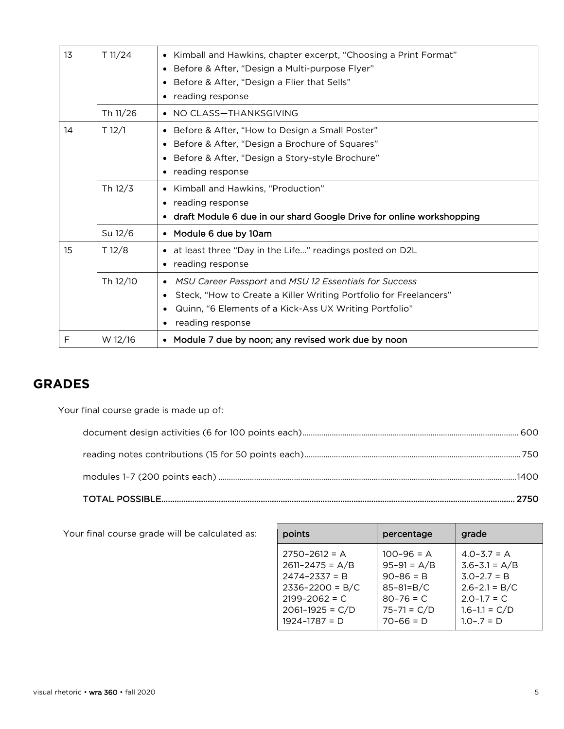| | | |
|---|---|---|
| 13 | T 11/24 | • Kimball and Hawkins, chapter excerpt, “Choosing a Print Format”<br>• Before & After, “Design a Multi-purpose Flyer”<br>• Before & After, “Design a Flier that Sells”<br>• reading response |
| | Th 11/26 | • NO CLASS—THANKSGIVING |
| 14 | T 12/1 | • Before & After, “How to Design a Small Poster”<br>• Before & After, “Design a Brochure of Squares”<br>• Before & After, “Design a Story-style Brochure”<br>• reading response |
| | Th 12/3 | • Kimball and Hawkins, “Production”<br>• reading response<br>• draft Module 6 due in our shard Google Drive for online workshopping |
| | Su 12/6 | • Module 6 due by 10am |
| 15 | T 12/8 | • at least three “Day in the Life…” readings posted on D2L<br>• reading response |
| | Th 12/10 | • *MSU Career Passport* and *MSU 12 Essentials for Success*<br>• Steck, “How to Create a Killer Writing Portfolio for Freelancers”<br>• Quinn, “6 Elements of a Kick-Ass UX Writing Portfolio”<br>• reading response |
| F | W 12/16 | • Module 7 due by noon; any revised work due by noon |

## GRADES

Your final course grade is made up of:

document design activities (6 for 100 points each)....... 600

reading notes contributions (15 for 50 points each)....... 750

modules 1–7 (200 points each)....... 1400

TOTAL POSSIBLE....... 2750

Your final course grade will be calculated as:

| points | percentage | grade |
|---|---|---|
| 2750–2612 = A | 100–96 = A | 4.0–3.7 = A |
| 2611–2475 = A/B | 95–91 = A/B | 3.6–3.1 = A/B |
| 2474–2337 = B | 90–86 = B | 3.0–2.7 = B |
| 2336–2200 = B/C | 85–81=B/C | 2.6–2.1 = B/C |
| 2199–2062 = C | 80–76 = C | 2.0–1.7 = C |
| 2061–1925 = C/D | 75–71 = C/D | 1.6–1.1 = C/D |
| 1924–1787 = D | 70–66 = D | 1.0–.7 = D |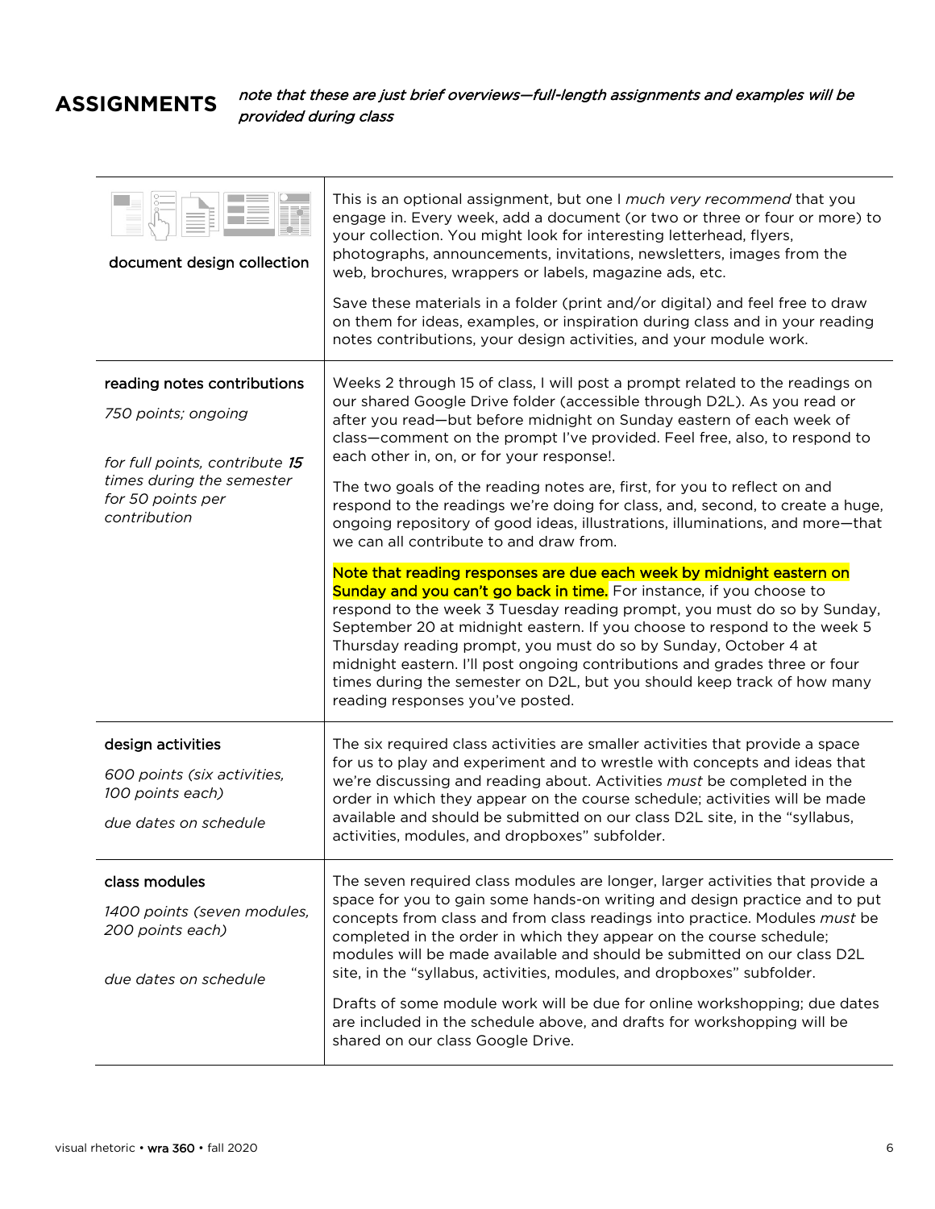## ASSIGNMENTS

*note that these are just brief overviews—full-length assignments and examples will be provided during class*

| | |
|---|---|
| document design collection | This is an optional assignment, but one I *much very recommend* that you engage in. Every week, add a document (or two or three or four or more) to your collection. You might look for interesting letterhead, flyers, photographs, announcements, invitations, newsletters, images from the web, brochures, wrappers or labels, magazine ads, etc.<br><br>Save these materials in a folder (print and/or digital) and feel free to draw on them for ideas, examples, or inspiration during class and in your reading notes contributions, your design activities, and your module work. |
| reading notes contributions<br><br>*750 points; ongoing*<br><br>*for full points, contribute **15** times during the semester for 50 points per contribution* | Weeks 2 through 15 of class, I will post a prompt related to the readings on our shared Google Drive folder (accessible through D2L). As you read or after you read—but before midnight on Sunday eastern of each week of class—comment on the prompt I've provided. Feel free, also, to respond to each other in, on, or for your response!.<br><br>The two goals of the reading notes are, first, for you to reflect on and respond to the readings we're doing for class, and, second, to create a huge, ongoing repository of good ideas, illustrations, illuminations, and more—that we can all contribute to and draw from.<br><br>Note that reading responses are due each week by midnight eastern on Sunday and you can't go back in time. For instance, if you choose to respond to the week 3 Tuesday reading prompt, you must do so by Sunday, September 20 at midnight eastern. If you choose to respond to the week 5 Thursday reading prompt, you must do so by Sunday, October 4 at midnight eastern. I'll post ongoing contributions and grades three or four times during the semester on D2L, but you should keep track of how many reading responses you've posted. |
| design activities<br><br>*600 points (six activities, 100 points each)*<br><br>*due dates on schedule* | The six required class activities are smaller activities that provide a space for us to play and experiment and to wrestle with concepts and ideas that we're discussing and reading about. Activities *must* be completed in the order in which they appear on the course schedule; activities will be made available and should be submitted on our class D2L site, in the "syllabus, activities, modules, and dropboxes" subfolder. |
| class modules<br><br>*1400 points (seven modules, 200 points each)*<br><br>*due dates on schedule* | The seven required class modules are longer, larger activities that provide a space for you to gain some hands-on writing and design practice and to put concepts from class and from class readings into practice. Modules *must* be completed in the order in which they appear on the course schedule; modules will be made available and should be submitted on our class D2L site, in the "syllabus, activities, modules, and dropboxes" subfolder.<br><br>Drafts of some module work will be due for online workshopping; due dates are included in the schedule above, and drafts for workshopping will be shared on our class Google Drive. |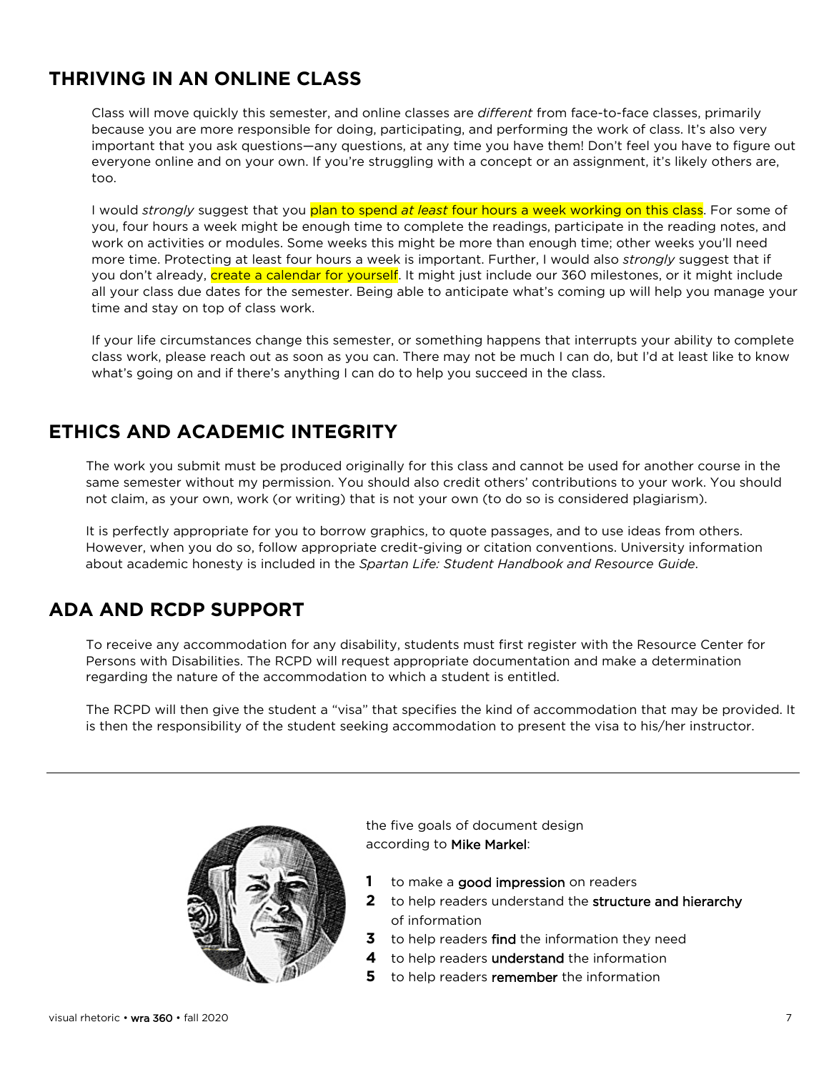## THRIVING IN AN ONLINE CLASS

Class will move quickly this semester, and online classes are *different* from face-to-face classes, primarily because you are more responsible for doing, participating, and performing the work of class. It's also very important that you ask questions—any questions, at any time you have them! Don't feel you have to figure out everyone online and on your own. If you're struggling with a concept or an assignment, it's likely others are, too.

I would *strongly* suggest that you plan to spend *at least* four hours a week working on this class. For some of you, four hours a week might be enough time to complete the readings, participate in the reading notes, and work on activities or modules. Some weeks this might be more than enough time; other weeks you'll need more time. Protecting at least four hours a week is important. Further, I would also *strongly* suggest that if you don't already, create a calendar for yourself. It might just include our 360 milestones, or it might include all your class due dates for the semester. Being able to anticipate what's coming up will help you manage your time and stay on top of class work.

If your life circumstances change this semester, or something happens that interrupts your ability to complete class work, please reach out as soon as you can. There may not be much I can do, but I'd at least like to know what's going on and if there's anything I can do to help you succeed in the class.

## ETHICS AND ACADEMIC INTEGRITY

The work you submit must be produced originally for this class and cannot be used for another course in the same semester without my permission. You should also credit others' contributions to your work. You should not claim, as your own, work (or writing) that is not your own (to do so is considered plagiarism).

It is perfectly appropriate for you to borrow graphics, to quote passages, and to use ideas from others. However, when you do so, follow appropriate credit-giving or citation conventions. University information about academic honesty is included in the *Spartan Life: Student Handbook and Resource Guide*.

## ADA AND RCDP SUPPORT

To receive any accommodation for any disability, students must first register with the Resource Center for Persons with Disabilities. The RCPD will request appropriate documentation and make a determination regarding the nature of the accommodation to which a student is entitled.

The RCPD will then give the student a "visa" that specifies the kind of accommodation that may be provided. It is then the responsibility of the student seeking accommodation to present the visa to his/her instructor.

---

the five goals of document design according to **Mike Markel**:

1. to make a **good impression** on readers
2. to help readers understand the **structure and hierarchy** of information
3. to help readers **find** the information they need
4. to help readers **understand** the information
5. to help readers **remember** the information